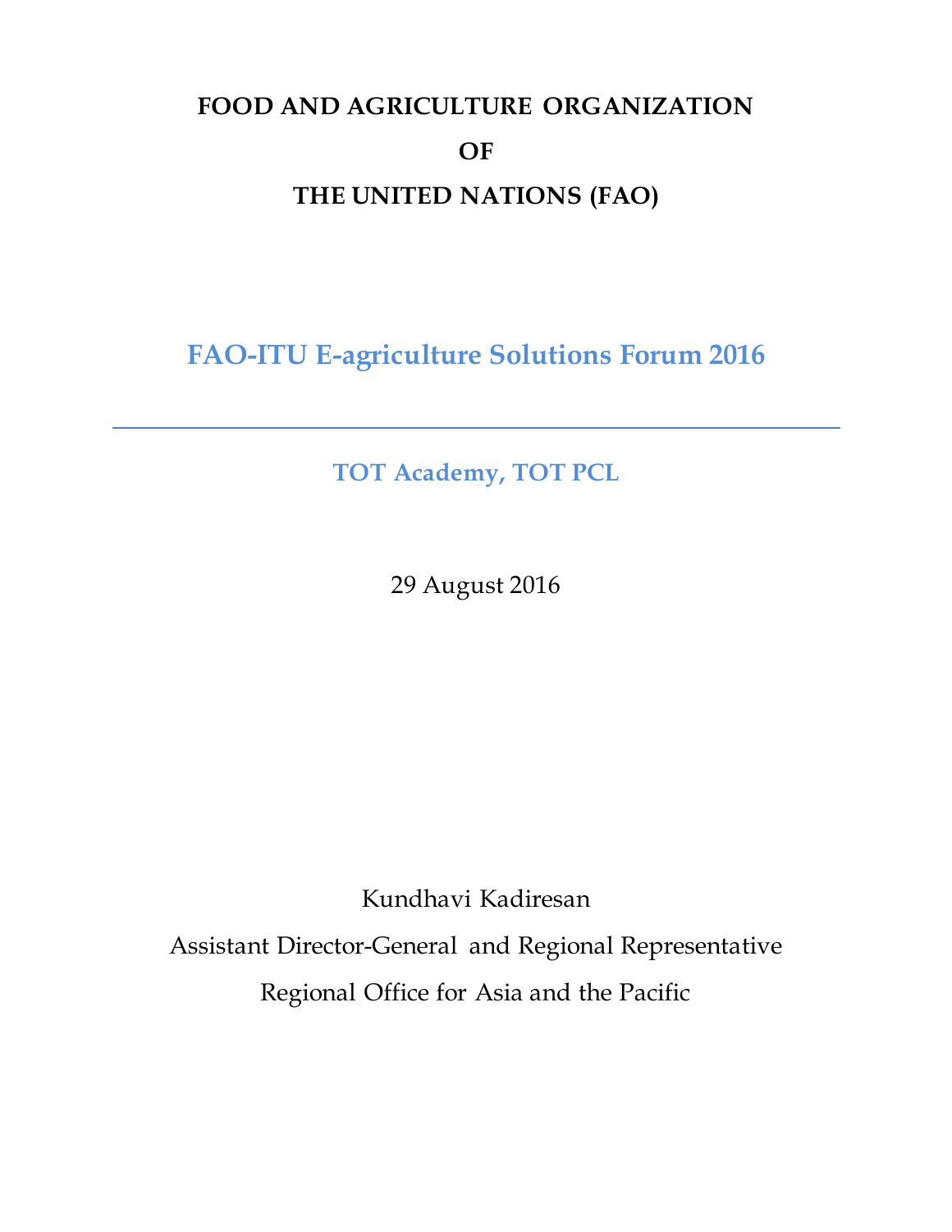**FOOD AND AGRICULTURE ORGANIZATION**

**OF**

**THE UNITED NATIONS (FAO)**

# FAO-ITU E-agriculture Solutions Forum 2016

---

## TOT Academy, TOT PCL

29 August 2016

Kundhavi Kadiresan

Assistant Director-General and Regional Representative

Regional Office for Asia and the Pacific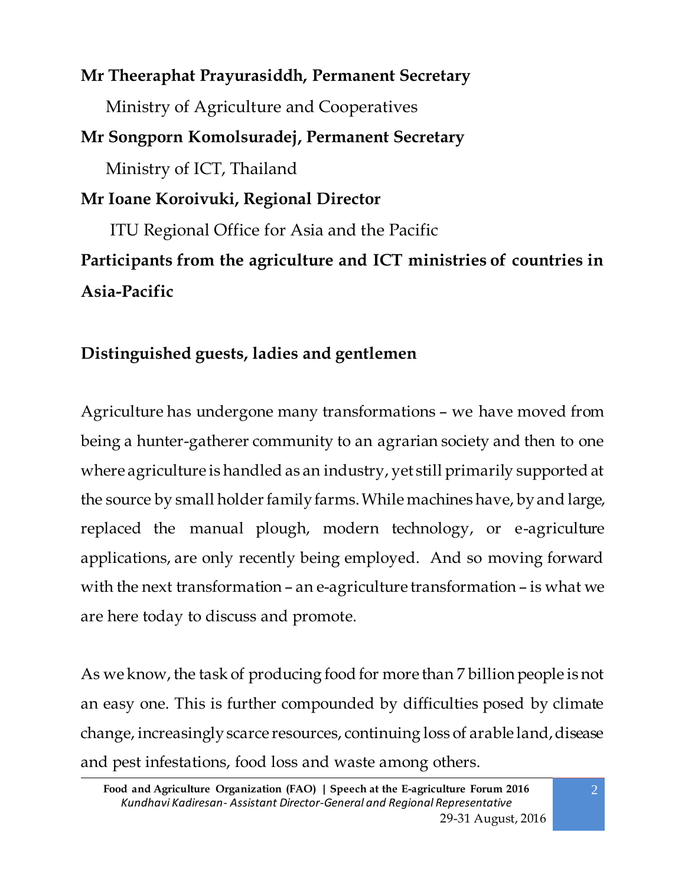**Mr Theeraphat Prayurasiddh, Permanent Secretary**

Ministry of Agriculture and Cooperatives

**Mr Songporn Komolsuradej, Permanent Secretary**

Ministry of ICT, Thailand

**Mr Ioane Koroivuki, Regional Director**

ITU Regional Office for Asia and the Pacific

**Participants from the agriculture and ICT ministries of countries in Asia-Pacific**

**Distinguished guests, ladies and gentlemen**

Agriculture has undergone many transformations – we have moved from being a hunter-gatherer community to an agrarian society and then to one where agriculture is handled as an industry, yet still primarily supported at the source by small holder family farms. While machines have, by and large, replaced the manual plough, modern technology, or e-agriculture applications, are only recently being employed. And so moving forward with the next transformation – an e-agriculture transformation – is what we are here today to discuss and promote.

As we know, the task of producing food for more than 7 billion people is not an easy one. This is further compounded by difficulties posed by climate change, increasingly scarce resources, continuing loss of arable land, disease and pest infestations, food loss and waste among others.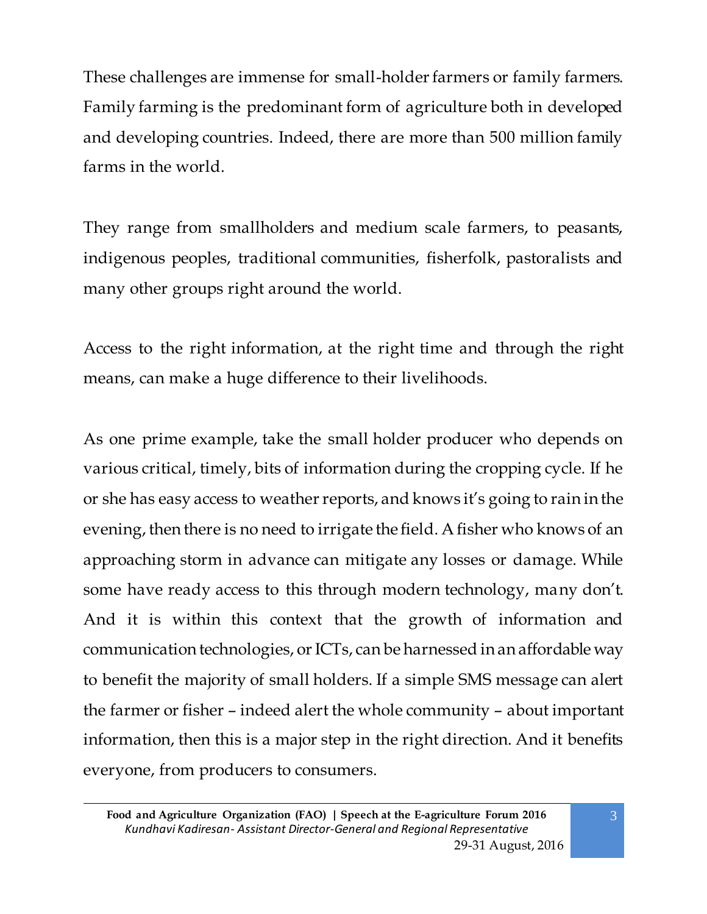These challenges are immense for small-holder farmers or family farmers. Family farming is the predominant form of agriculture both in developed and developing countries. Indeed, there are more than 500 million family farms in the world.

They range from smallholders and medium scale farmers, to peasants, indigenous peoples, traditional communities, fisherfolk, pastoralists and many other groups right around the world.

Access to the right information, at the right time and through the right means, can make a huge difference to their livelihoods.

As one prime example, take the small holder producer who depends on various critical, timely, bits of information during the cropping cycle. If he or she has easy access to weather reports, and knows it's going to rain in the evening, then there is no need to irrigate the field. A fisher who knows of an approaching storm in advance can mitigate any losses or damage. While some have ready access to this through modern technology, many don't. And it is within this context that the growth of information and communication technologies, or ICTs, can be harnessed in an affordable way to benefit the majority of small holders. If a simple SMS message can alert the farmer or fisher – indeed alert the whole community – about important information, then this is a major step in the right direction. And it benefits everyone, from producers to consumers.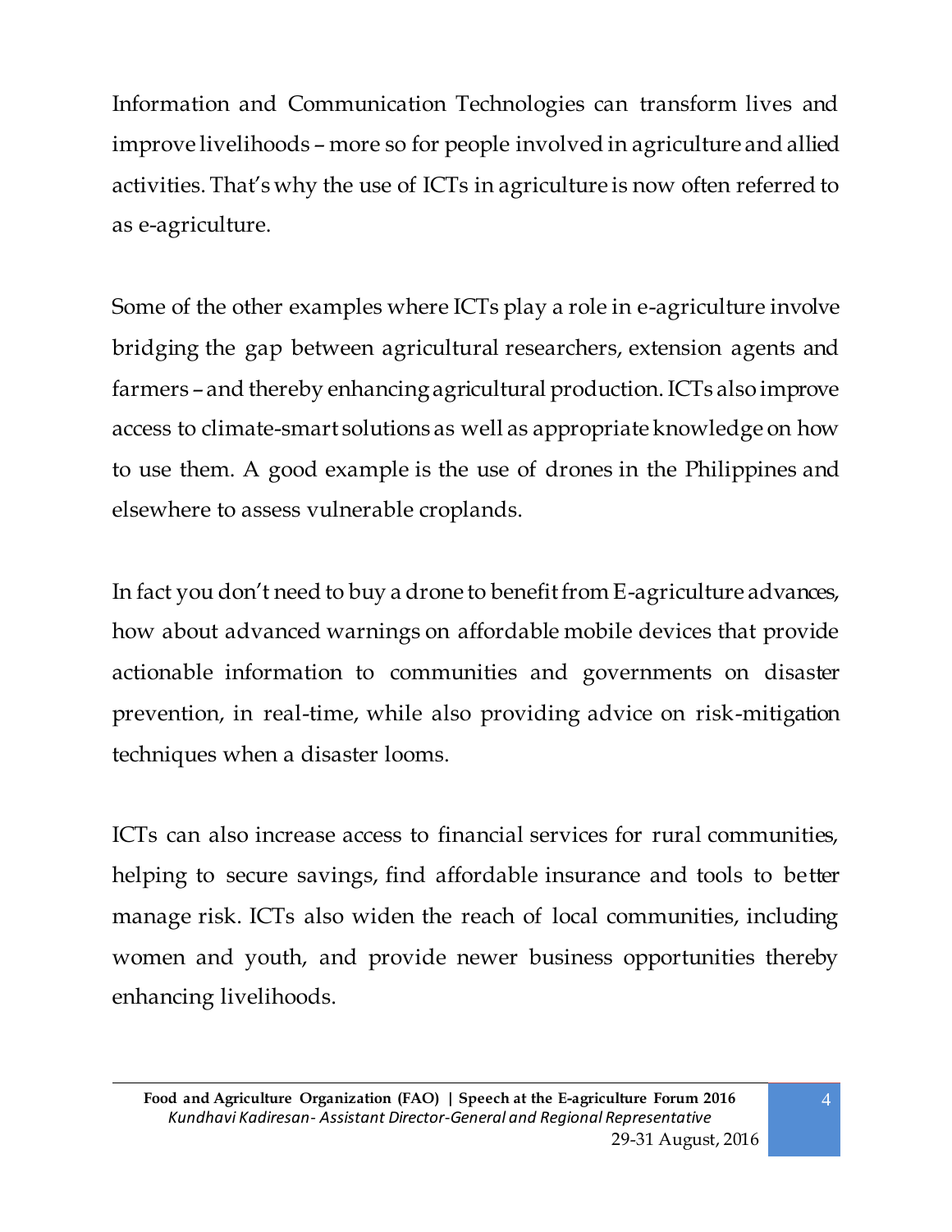Information and Communication Technologies can transform lives and improve livelihoods – more so for people involved in agriculture and allied activities. That's why the use of ICTs in agriculture is now often referred to as e-agriculture.

Some of the other examples where ICTs play a role in e-agriculture involve bridging the gap between agricultural researchers, extension agents and farmers – and thereby enhancing agricultural production. ICTs also improve access to climate-smart solutions as well as appropriate knowledge on how to use them. A good example is the use of drones in the Philippines and elsewhere to assess vulnerable croplands.

In fact you don't need to buy a drone to benefit from E-agriculture advances, how about advanced warnings on affordable mobile devices that provide actionable information to communities and governments on disaster prevention, in real-time, while also providing advice on risk-mitigation techniques when a disaster looms.

ICTs can also increase access to financial services for rural communities, helping to secure savings, find affordable insurance and tools to better manage risk. ICTs also widen the reach of local communities, including women and youth, and provide newer business opportunities thereby enhancing livelihoods.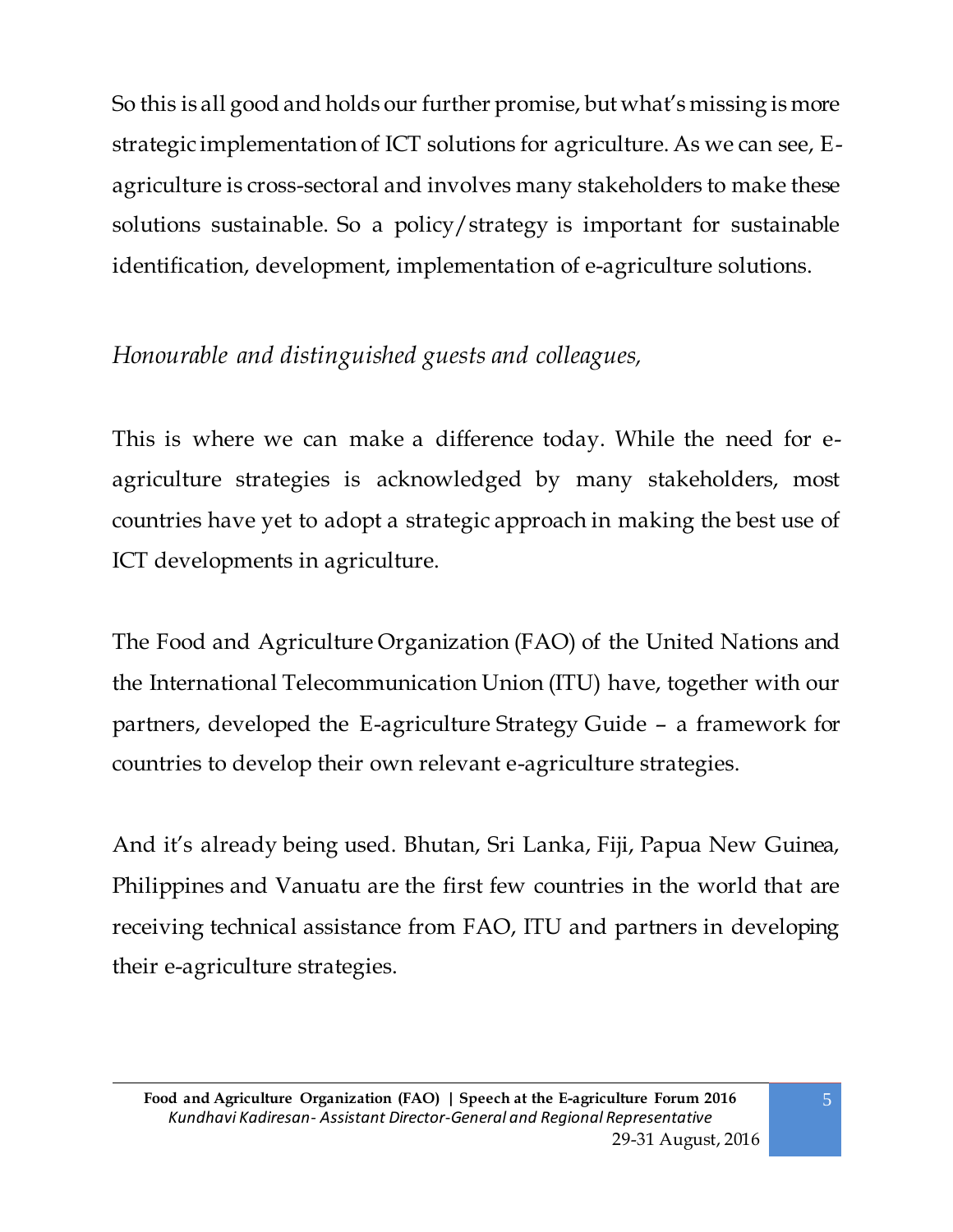So this is all good and holds our further promise, but what's missing is more strategic implementation of ICT solutions for agriculture. As we can see, E-agriculture is cross-sectoral and involves many stakeholders to make these solutions sustainable. So a policy/strategy is important for sustainable identification, development, implementation of e-agriculture solutions.

*Honourable and distinguished guests and colleagues,*

This is where we can make a difference today. While the need for e-agriculture strategies is acknowledged by many stakeholders, most countries have yet to adopt a strategic approach in making the best use of ICT developments in agriculture.

The Food and Agriculture Organization (FAO) of the United Nations and the International Telecommunication Union (ITU) have, together with our partners, developed the E-agriculture Strategy Guide – a framework for countries to develop their own relevant e-agriculture strategies.

And it's already being used. Bhutan, Sri Lanka, Fiji, Papua New Guinea, Philippines and Vanuatu are the first few countries in the world that are receiving technical assistance from FAO, ITU and partners in developing their e-agriculture strategies.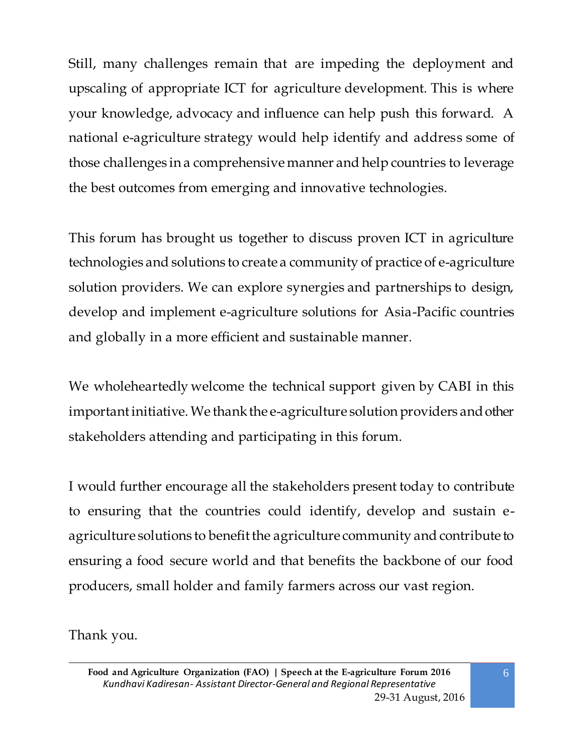Still, many challenges remain that are impeding the deployment and upscaling of appropriate ICT for agriculture development. This is where your knowledge, advocacy and influence can help push this forward. A national e-agriculture strategy would help identify and address some of those challenges in a comprehensive manner and help countries to leverage the best outcomes from emerging and innovative technologies.

This forum has brought us together to discuss proven ICT in agriculture technologies and solutions to create a community of practice of e-agriculture solution providers. We can explore synergies and partnerships to design, develop and implement e-agriculture solutions for Asia-Pacific countries and globally in a more efficient and sustainable manner.

We wholeheartedly welcome the technical support given by CABI in this important initiative. We thank the e-agriculture solution providers and other stakeholders attending and participating in this forum.

I would further encourage all the stakeholders present today to contribute to ensuring that the countries could identify, develop and sustain e-agriculture solutions to benefit the agriculture community and contribute to ensuring a food secure world and that benefits the backbone of our food producers, small holder and family farmers across our vast region.

Thank you.